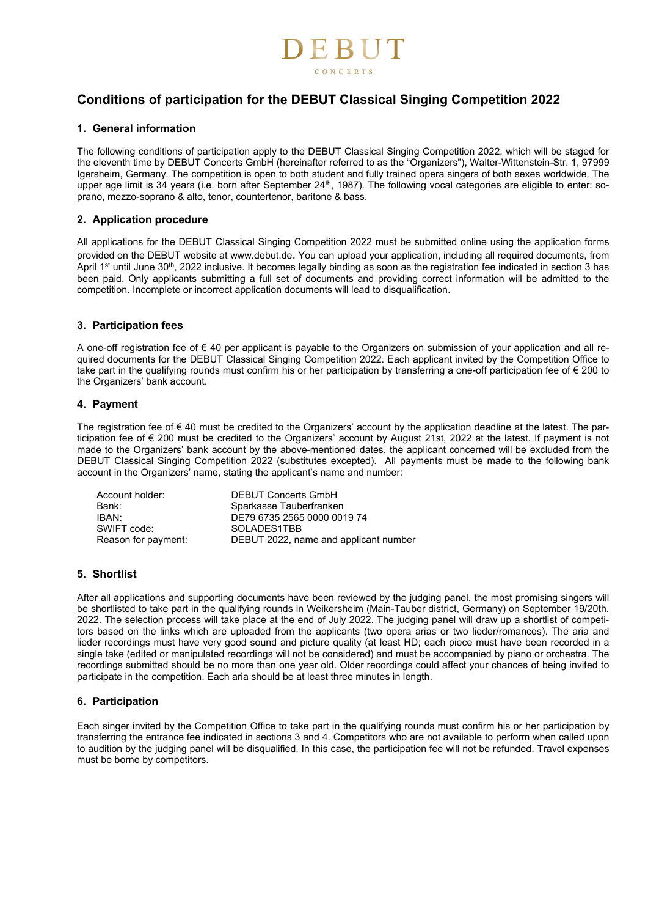# DEBUT

CONCERTS

## Conditions of participation for the DEBUT Classical Singing Competition 2022

### 1. General information

The following conditions of participation apply to the DEBUT Classical Singing Competition 2022, which will be staged for the eleventh time by DEBUT Concerts GmbH (hereinafter referred to as the "Organizers"), Walter-Wittenstein-Str. 1, 97999 Igersheim, Germany. The competition is open to both student and fully trained opera singers of both sexes worldwide. The upper age limit is 34 years (i.e. born after September 24th, 1987). The following vocal categories are eligible to enter: soprano, mezzo-soprano & alto, tenor, countertenor, baritone & bass.

### 2. Application procedure

All applications for the DEBUT Classical Singing Competition 2022 must be submitted online using the application forms provided on the DEBUT website at www.debut.de. You can upload your application, including all required documents, from April 1st until June 30th, 2022 inclusive. It becomes legally binding as soon as the registration fee indicated in section 3 has been paid. Only applicants submitting a full set of documents and providing correct information will be admitted to the competition. Incomplete or incorrect application documents will lead to disqualification.

### 3. Participation fees

A one-off registration fee of € 40 per applicant is payable to the Organizers on submission of your application and all required documents for the DEBUT Classical Singing Competition 2022. Each applicant invited by the Competition Office to take part in the qualifying rounds must confirm his or her participation by transferring a one-off participation fee of € 200 to the Organizers' bank account.

### 4. Payment

The registration fee of € 40 must be credited to the Organizers' account by the application deadline at the latest. The participation fee of € 200 must be credited to the Organizers' account by August 21st, 2022 at the latest. If payment is not made to the Organizers' bank account by the above-mentioned dates, the applicant concerned will be excluded from the DEBUT Classical Singing Competition 2022 (substitutes excepted). All payments must be made to the following bank account in the Organizers' name, stating the applicant's name and number:

| | |
|---|---|
| Account holder: | DEBUT Concerts GmbH |
| Bank: | Sparkasse Tauberfranken |
| IBAN: | DE79 6735 2565 0000 0019 74 |
| SWIFT code: | SOLADES1TBB |
| Reason for payment: | DEBUT 2022, name and applicant number |

### 5. Shortlist

After all applications and supporting documents have been reviewed by the judging panel, the most promising singers will be shortlisted to take part in the qualifying rounds in Weikersheim (Main-Tauber district, Germany) on September 19/20th, 2022. The selection process will take place at the end of July 2022. The judging panel will draw up a shortlist of competitors based on the links which are uploaded from the applicants (two opera arias or two lieder/romances). The aria and lieder recordings must have very good sound and picture quality (at least HD; each piece must have been recorded in a single take (edited or manipulated recordings will not be considered) and must be accompanied by piano or orchestra. The recordings submitted should be no more than one year old. Older recordings could affect your chances of being invited to participate in the competition. Each aria should be at least three minutes in length.

### 6. Participation

Each singer invited by the Competition Office to take part in the qualifying rounds must confirm his or her participation by transferring the entrance fee indicated in sections 3 and 4. Competitors who are not available to perform when called upon to audition by the judging panel will be disqualified. In this case, the participation fee will not be refunded. Travel expenses must be borne by competitors.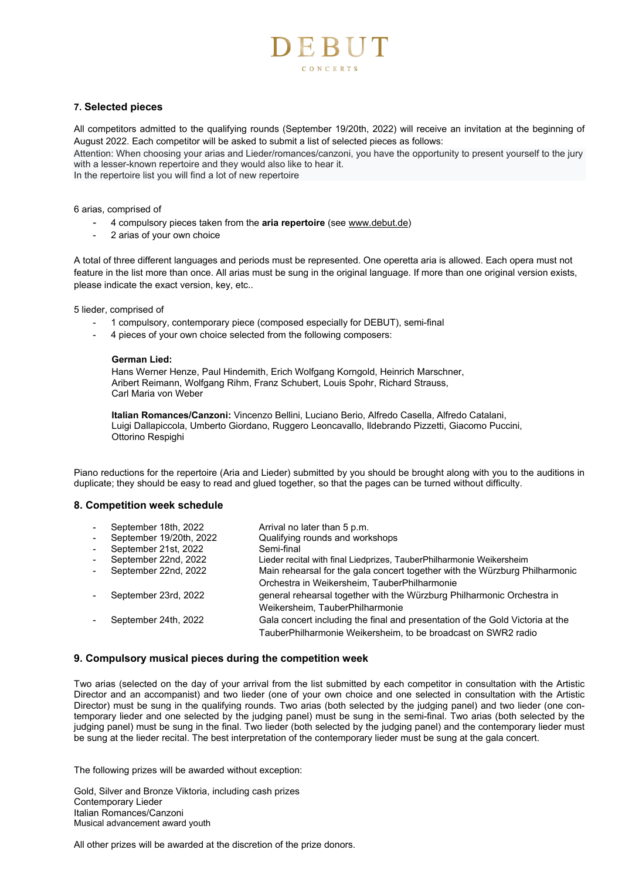## 7. Selected pieces

All competitors admitted to the qualifying rounds (September 19/20th, 2022) will receive an invitation at the beginning of August 2022. Each competitor will be asked to submit a list of selected pieces as follows:

Attention: When choosing your arias and Lieder/romances/canzoni, you have the opportunity to present yourself to the jury with a lesser-known repertoire and they would also like to hear it.

In the repertoire list you will find a lot of new repertoire

6 arias, comprised of

- 4 compulsory pieces taken from the **aria repertoire** (see www.debut.de)
- 2 arias of your own choice

A total of three different languages and periods must be represented. One operetta aria is allowed. Each opera must not feature in the list more than once. All arias must be sung in the original language. If more than one original version exists, please indicate the exact version, key, etc..

5 lieder, comprised of

- 1 compulsory, contemporary piece (composed especially for DEBUT), semi-final
- 4 pieces of your own choice selected from the following composers:

**German Lied:**
Hans Werner Henze, Paul Hindemith, Erich Wolfgang Korngold, Heinrich Marschner, Aribert Reimann, Wolfgang Rihm, Franz Schubert, Louis Spohr, Richard Strauss, Carl Maria von Weber

**Italian Romances/Canzoni:** Vincenzo Bellini, Luciano Berio, Alfredo Casella, Alfredo Catalani, Luigi Dallapiccola, Umberto Giordano, Ruggero Leoncavallo, Ildebrando Pizzetti, Giacomo Puccini, Ottorino Respighi

Piano reductions for the repertoire (Aria and Lieder) submitted by you should be brought along with you to the auditions in duplicate; they should be easy to read and glued together, so that the pages can be turned without difficulty.

## 8. Competition week schedule

- September 18th, 2022 — Arrival no later than 5 p.m.
- September 19/20th, 2022 — Qualifying rounds and workshops
- September 21st, 2022 — Semi-final
- September 22nd, 2022 — Lieder recital with final Liedprizes, TauberPhilharmonie Weikersheim
- September 22nd, 2022 — Main rehearsal for the gala concert together with the Würzburg Philharmonic Orchestra in Weikersheim, TauberPhilharmonie
- September 23rd, 2022 — general rehearsal together with the Würzburg Philharmonic Orchestra in Weikersheim, TauberPhilharmonie
- September 24th, 2022 — Gala concert including the final and presentation of the Gold Victoria at the TauberPhilharmonie Weikersheim, to be broadcast on SWR2 radio

## 9. Compulsory musical pieces during the competition week

Two arias (selected on the day of your arrival from the list submitted by each competitor in consultation with the Artistic Director and an accompanist) and two lieder (one of your own choice and one selected in consultation with the Artistic Director) must be sung in the qualifying rounds. Two arias (both selected by the judging panel) and two lieder (one contemporary lieder and one selected by the judging panel) must be sung in the semi-final. Two arias (both selected by the judging panel) must be sung in the final. Two lieder (both selected by the judging panel) and the contemporary lieder must be sung at the lieder recital. The best interpretation of the contemporary lieder must be sung at the gala concert.

The following prizes will be awarded without exception:

Gold, Silver and Bronze Viktoria, including cash prizes
Contemporary Lieder
Italian Romances/Canzoni
Musical advancement award youth

All other prizes will be awarded at the discretion of the prize donors.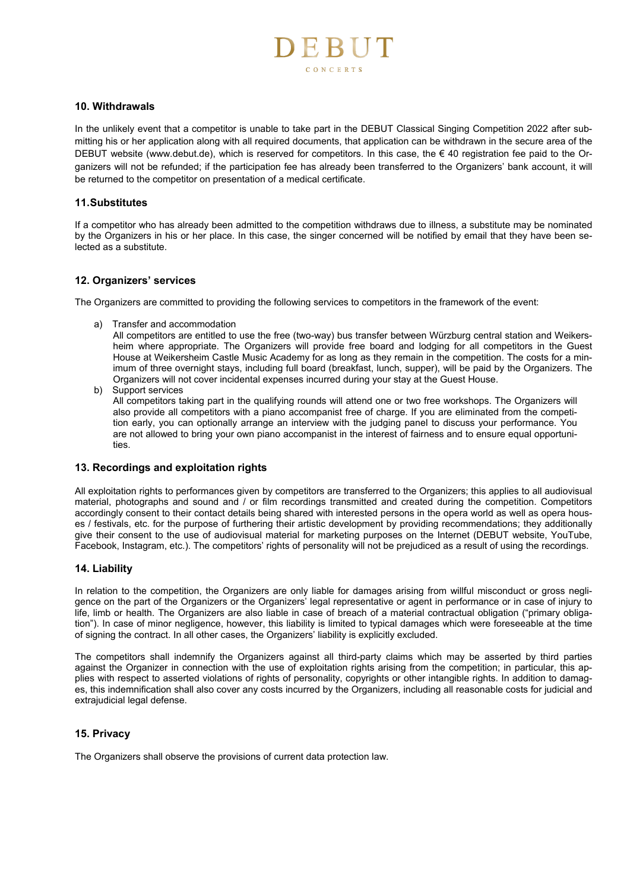## 10. Withdrawals

In the unlikely event that a competitor is unable to take part in the DEBUT Classical Singing Competition 2022 after submitting his or her application along with all required documents, that application can be withdrawn in the secure area of the DEBUT website (www.debut.de), which is reserved for competitors. In this case, the € 40 registration fee paid to the Organizers will not be refunded; if the participation fee has already been transferred to the Organizers' bank account, it will be returned to the competitor on presentation of a medical certificate.

## 11.Substitutes

If a competitor who has already been admitted to the competition withdraws due to illness, a substitute may be nominated by the Organizers in his or her place. In this case, the singer concerned will be notified by email that they have been selected as a substitute.

## 12. Organizers' services

The Organizers are committed to providing the following services to competitors in the framework of the event:

a) Transfer and accommodation
   All competitors are entitled to use the free (two-way) bus transfer between Würzburg central station and Weikersheim where appropriate. The Organizers will provide free board and lodging for all competitors in the Guest House at Weikersheim Castle Music Academy for as long as they remain in the competition. The costs for a minimum of three overnight stays, including full board (breakfast, lunch, supper), will be paid by the Organizers. The Organizers will not cover incidental expenses incurred during your stay at the Guest House.

b) Support services
   All competitors taking part in the qualifying rounds will attend one or two free workshops. The Organizers will also provide all competitors with a piano accompanist free of charge. If you are eliminated from the competition early, you can optionally arrange an interview with the judging panel to discuss your performance. You are not allowed to bring your own piano accompanist in the interest of fairness and to ensure equal opportunities.

## 13. Recordings and exploitation rights

All exploitation rights to performances given by competitors are transferred to the Organizers; this applies to all audiovisual material, photographs and sound and / or film recordings transmitted and created during the competition. Competitors accordingly consent to their contact details being shared with interested persons in the opera world as well as opera houses / festivals, etc. for the purpose of furthering their artistic development by providing recommendations; they additionally give their consent to the use of audiovisual material for marketing purposes on the Internet (DEBUT website, YouTube, Facebook, Instagram, etc.). The competitors' rights of personality will not be prejudiced as a result of using the recordings.

## 14. Liability

In relation to the competition, the Organizers are only liable for damages arising from willful misconduct or gross negligence on the part of the Organizers or the Organizers' legal representative or agent in performance or in case of injury to life, limb or health. The Organizers are also liable in case of breach of a material contractual obligation ("primary obligation"). In case of minor negligence, however, this liability is limited to typical damages which were foreseeable at the time of signing the contract. In all other cases, the Organizers' liability is explicitly excluded.

The competitors shall indemnify the Organizers against all third-party claims which may be asserted by third parties against the Organizer in connection with the use of exploitation rights arising from the competition; in particular, this applies with respect to asserted violations of rights of personality, copyrights or other intangible rights. In addition to damages, this indemnification shall also cover any costs incurred by the Organizers, including all reasonable costs for judicial and extrajudicial legal defense.

## 15. Privacy

The Organizers shall observe the provisions of current data protection law.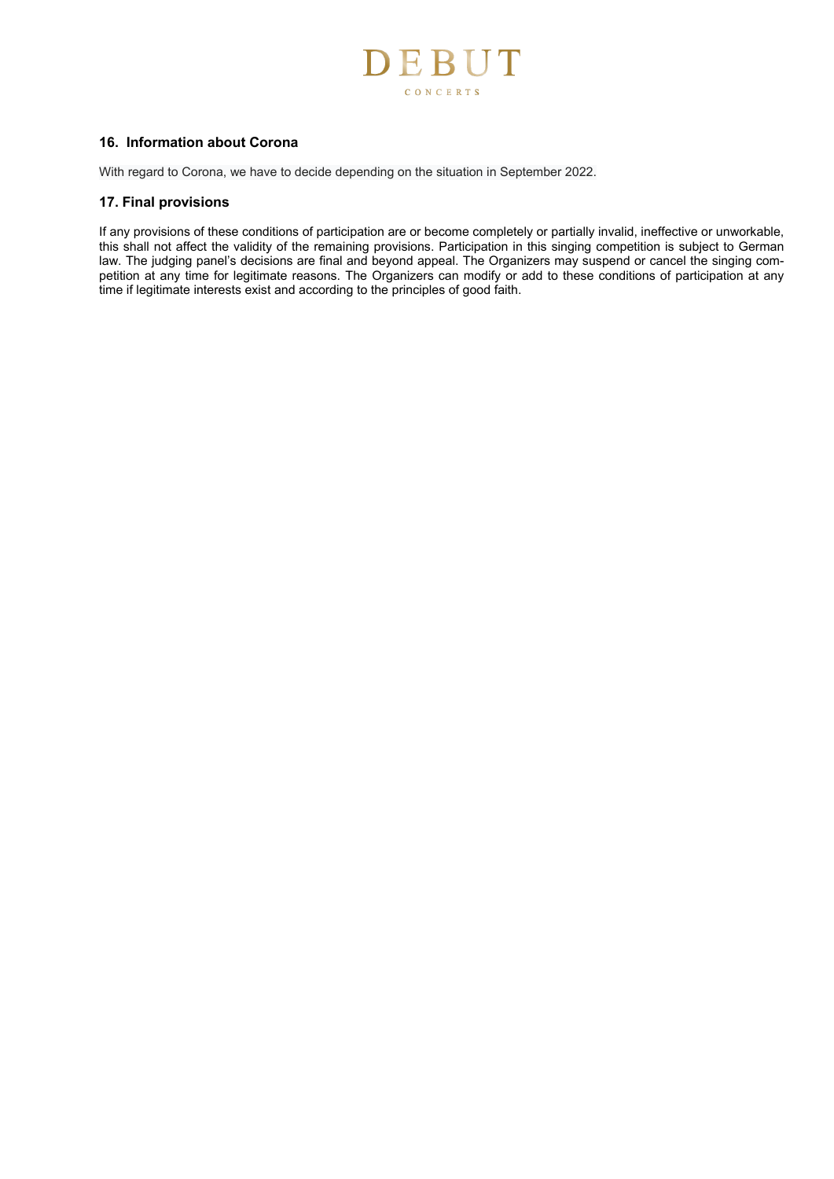## 16. Information about Corona

With regard to Corona, we have to decide depending on the situation in September 2022.

## 17. Final provisions

If any provisions of these conditions of participation are or become completely or partially invalid, ineffective or unworkable, this shall not affect the validity of the remaining provisions. Participation in this singing competition is subject to German law. The judging panel's decisions are final and beyond appeal. The Organizers may suspend or cancel the singing competition at any time for legitimate reasons. The Organizers can modify or add to these conditions of participation at any time if legitimate interests exist and according to the principles of good faith.